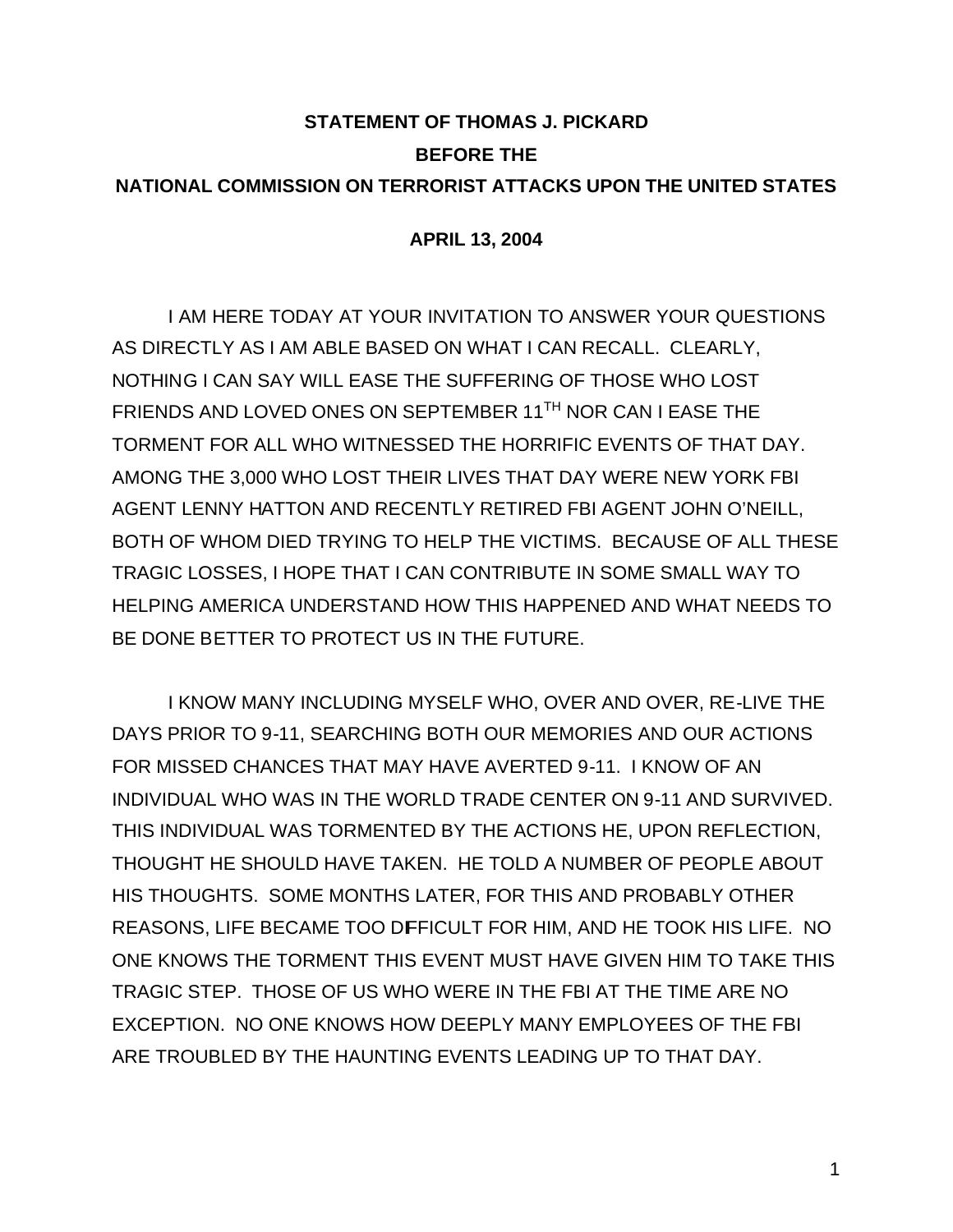# STATEMENT OF THOMAS J. PICKARD
## BEFORE THE
## NATIONAL COMMISSION ON TERRORIST ATTACKS UPON THE UNITED STATES

**APRIL 13, 2004**

I AM HERE TODAY AT YOUR INVITATION TO ANSWER YOUR QUESTIONS AS DIRECTLY AS I AM ABLE BASED ON WHAT I CAN RECALL. CLEARLY, NOTHING I CAN SAY WILL EASE THE SUFFERING OF THOSE WHO LOST FRIENDS AND LOVED ONES ON SEPTEMBER 11TH NOR CAN I EASE THE TORMENT FOR ALL WHO WITNESSED THE HORRIFIC EVENTS OF THAT DAY. AMONG THE 3,000 WHO LOST THEIR LIVES THAT DAY WERE NEW YORK FBI AGENT LENNY HATTON AND RECENTLY RETIRED FBI AGENT JOHN O'NEILL, BOTH OF WHOM DIED TRYING TO HELP THE VICTIMS. BECAUSE OF ALL THESE TRAGIC LOSSES, I HOPE THAT I CAN CONTRIBUTE IN SOME SMALL WAY TO HELPING AMERICA UNDERSTAND HOW THIS HAPPENED AND WHAT NEEDS TO BE DONE BETTER TO PROTECT US IN THE FUTURE.

I KNOW MANY INCLUDING MYSELF WHO, OVER AND OVER, RE-LIVE THE DAYS PRIOR TO 9-11, SEARCHING BOTH OUR MEMORIES AND OUR ACTIONS FOR MISSED CHANCES THAT MAY HAVE AVERTED 9-11. I KNOW OF AN INDIVIDUAL WHO WAS IN THE WORLD TRADE CENTER ON 9-11 AND SURVIVED. THIS INDIVIDUAL WAS TORMENTED BY THE ACTIONS HE, UPON REFLECTION, THOUGHT HE SHOULD HAVE TAKEN. HE TOLD A NUMBER OF PEOPLE ABOUT HIS THOUGHTS. SOME MONTHS LATER, FOR THIS AND PROBABLY OTHER REASONS, LIFE BECAME TOO DIFFICULT FOR HIM, AND HE TOOK HIS LIFE. NO ONE KNOWS THE TORMENT THIS EVENT MUST HAVE GIVEN HIM TO TAKE THIS TRAGIC STEP. THOSE OF US WHO WERE IN THE FBI AT THE TIME ARE NO EXCEPTION. NO ONE KNOWS HOW DEEPLY MANY EMPLOYEES OF THE FBI ARE TROUBLED BY THE HAUNTING EVENTS LEADING UP TO THAT DAY.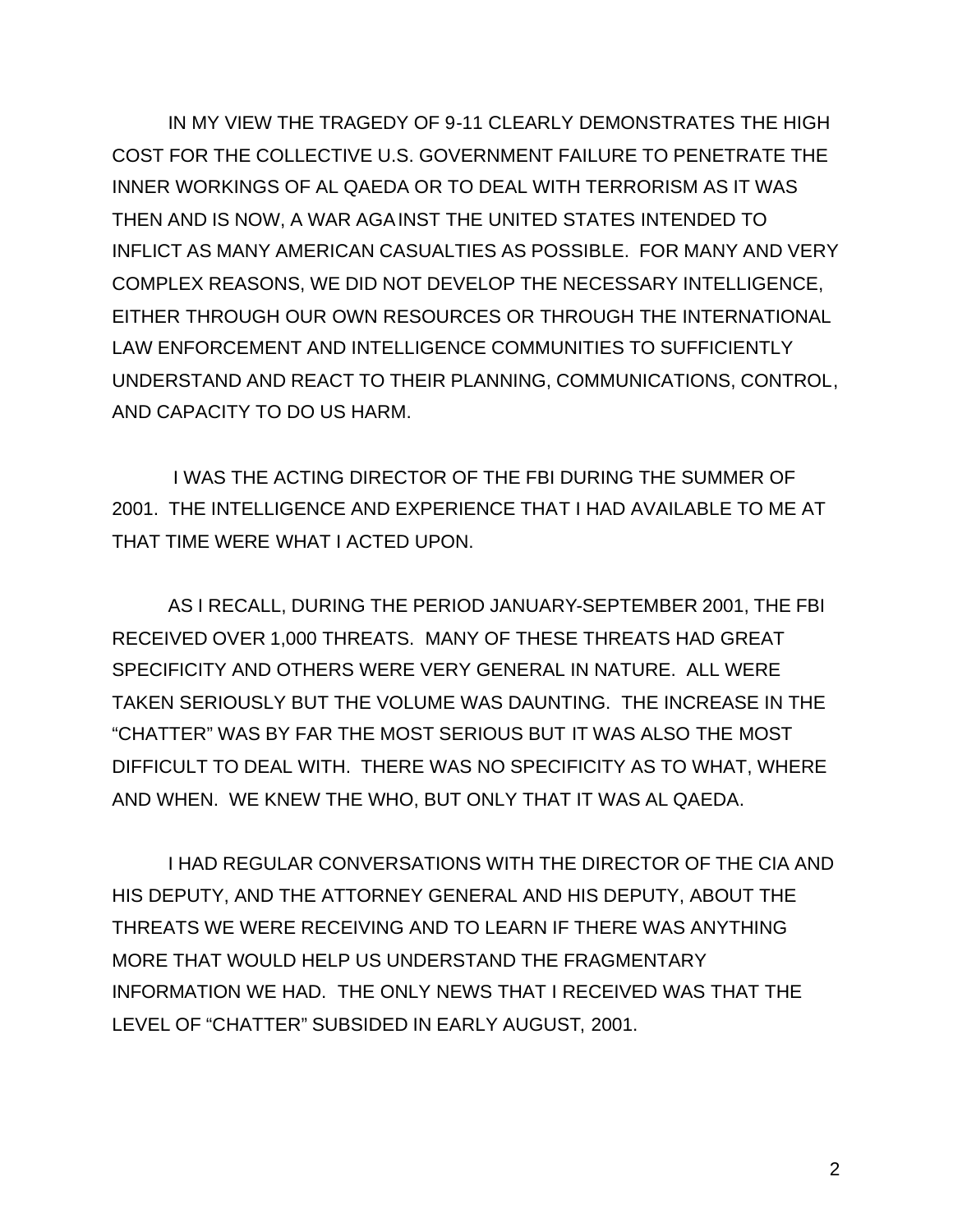IN MY VIEW THE TRAGEDY OF 9-11 CLEARLY DEMONSTRATES THE HIGH COST FOR THE COLLECTIVE U.S. GOVERNMENT FAILURE TO PENETRATE THE INNER WORKINGS OF AL QAEDA OR TO DEAL WITH TERRORISM AS IT WAS THEN AND IS NOW, A WAR AGAINST THE UNITED STATES INTENDED TO INFLICT AS MANY AMERICAN CASUALTIES AS POSSIBLE. FOR MANY AND VERY COMPLEX REASONS, WE DID NOT DEVELOP THE NECESSARY INTELLIGENCE, EITHER THROUGH OUR OWN RESOURCES OR THROUGH THE INTERNATIONAL LAW ENFORCEMENT AND INTELLIGENCE COMMUNITIES TO SUFFICIENTLY UNDERSTAND AND REACT TO THEIR PLANNING, COMMUNICATIONS, CONTROL, AND CAPACITY TO DO US HARM.

I WAS THE ACTING DIRECTOR OF THE FBI DURING THE SUMMER OF 2001. THE INTELLIGENCE AND EXPERIENCE THAT I HAD AVAILABLE TO ME AT THAT TIME WERE WHAT I ACTED UPON.

AS I RECALL, DURING THE PERIOD JANUARY-SEPTEMBER 2001, THE FBI RECEIVED OVER 1,000 THREATS. MANY OF THESE THREATS HAD GREAT SPECIFICITY AND OTHERS WERE VERY GENERAL IN NATURE. ALL WERE TAKEN SERIOUSLY BUT THE VOLUME WAS DAUNTING. THE INCREASE IN THE "CHATTER" WAS BY FAR THE MOST SERIOUS BUT IT WAS ALSO THE MOST DIFFICULT TO DEAL WITH. THERE WAS NO SPECIFICITY AS TO WHAT, WHERE AND WHEN. WE KNEW THE WHO, BUT ONLY THAT IT WAS AL QAEDA.

I HAD REGULAR CONVERSATIONS WITH THE DIRECTOR OF THE CIA AND HIS DEPUTY, AND THE ATTORNEY GENERAL AND HIS DEPUTY, ABOUT THE THREATS WE WERE RECEIVING AND TO LEARN IF THERE WAS ANYTHING MORE THAT WOULD HELP US UNDERSTAND THE FRAGMENTARY INFORMATION WE HAD. THE ONLY NEWS THAT I RECEIVED WAS THAT THE LEVEL OF "CHATTER" SUBSIDED IN EARLY AUGUST, 2001.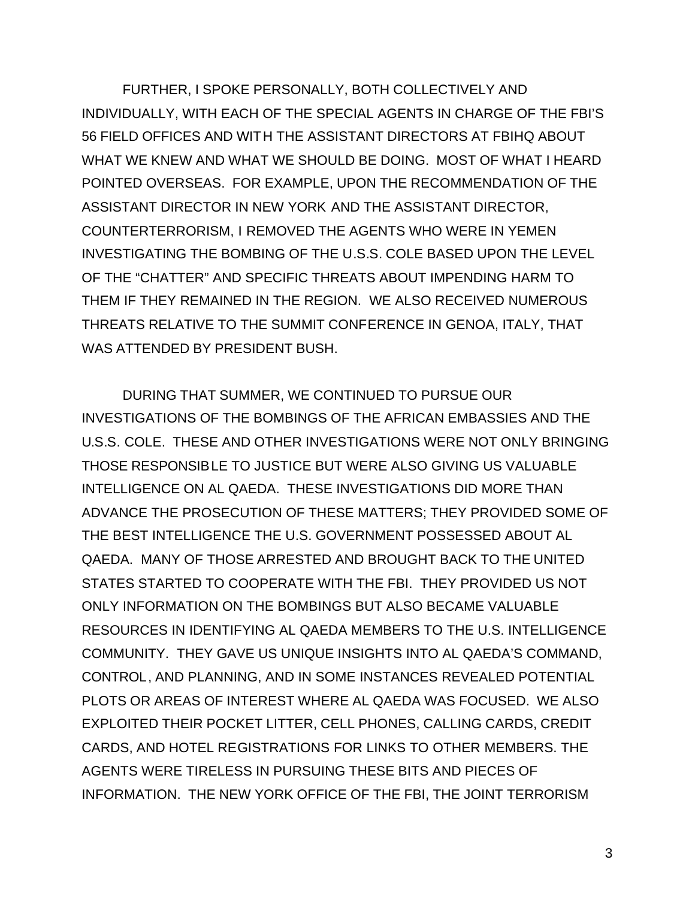FURTHER, I SPOKE PERSONALLY, BOTH COLLECTIVELY AND INDIVIDUALLY, WITH EACH OF THE SPECIAL AGENTS IN CHARGE OF THE FBI'S 56 FIELD OFFICES AND WITH THE ASSISTANT DIRECTORS AT FBIHQ ABOUT WHAT WE KNEW AND WHAT WE SHOULD BE DOING. MOST OF WHAT I HEARD POINTED OVERSEAS. FOR EXAMPLE, UPON THE RECOMMENDATION OF THE ASSISTANT DIRECTOR IN NEW YORK AND THE ASSISTANT DIRECTOR, COUNTERTERRORISM, I REMOVED THE AGENTS WHO WERE IN YEMEN INVESTIGATING THE BOMBING OF THE U.S.S. COLE BASED UPON THE LEVEL OF THE "CHATTER" AND SPECIFIC THREATS ABOUT IMPENDING HARM TO THEM IF THEY REMAINED IN THE REGION. WE ALSO RECEIVED NUMEROUS THREATS RELATIVE TO THE SUMMIT CONFERENCE IN GENOA, ITALY, THAT WAS ATTENDED BY PRESIDENT BUSH.

DURING THAT SUMMER, WE CONTINUED TO PURSUE OUR INVESTIGATIONS OF THE BOMBINGS OF THE AFRICAN EMBASSIES AND THE U.S.S. COLE. THESE AND OTHER INVESTIGATIONS WERE NOT ONLY BRINGING THOSE RESPONSIBLE TO JUSTICE BUT WERE ALSO GIVING US VALUABLE INTELLIGENCE ON AL QAEDA. THESE INVESTIGATIONS DID MORE THAN ADVANCE THE PROSECUTION OF THESE MATTERS; THEY PROVIDED SOME OF THE BEST INTELLIGENCE THE U.S. GOVERNMENT POSSESSED ABOUT AL QAEDA. MANY OF THOSE ARRESTED AND BROUGHT BACK TO THE UNITED STATES STARTED TO COOPERATE WITH THE FBI. THEY PROVIDED US NOT ONLY INFORMATION ON THE BOMBINGS BUT ALSO BECAME VALUABLE RESOURCES IN IDENTIFYING AL QAEDA MEMBERS TO THE U.S. INTELLIGENCE COMMUNITY. THEY GAVE US UNIQUE INSIGHTS INTO AL QAEDA'S COMMAND, CONTROL, AND PLANNING, AND IN SOME INSTANCES REVEALED POTENTIAL PLOTS OR AREAS OF INTEREST WHERE AL QAEDA WAS FOCUSED. WE ALSO EXPLOITED THEIR POCKET LITTER, CELL PHONES, CALLING CARDS, CREDIT CARDS, AND HOTEL REGISTRATIONS FOR LINKS TO OTHER MEMBERS. THE AGENTS WERE TIRELESS IN PURSUING THESE BITS AND PIECES OF INFORMATION. THE NEW YORK OFFICE OF THE FBI, THE JOINT TERRORISM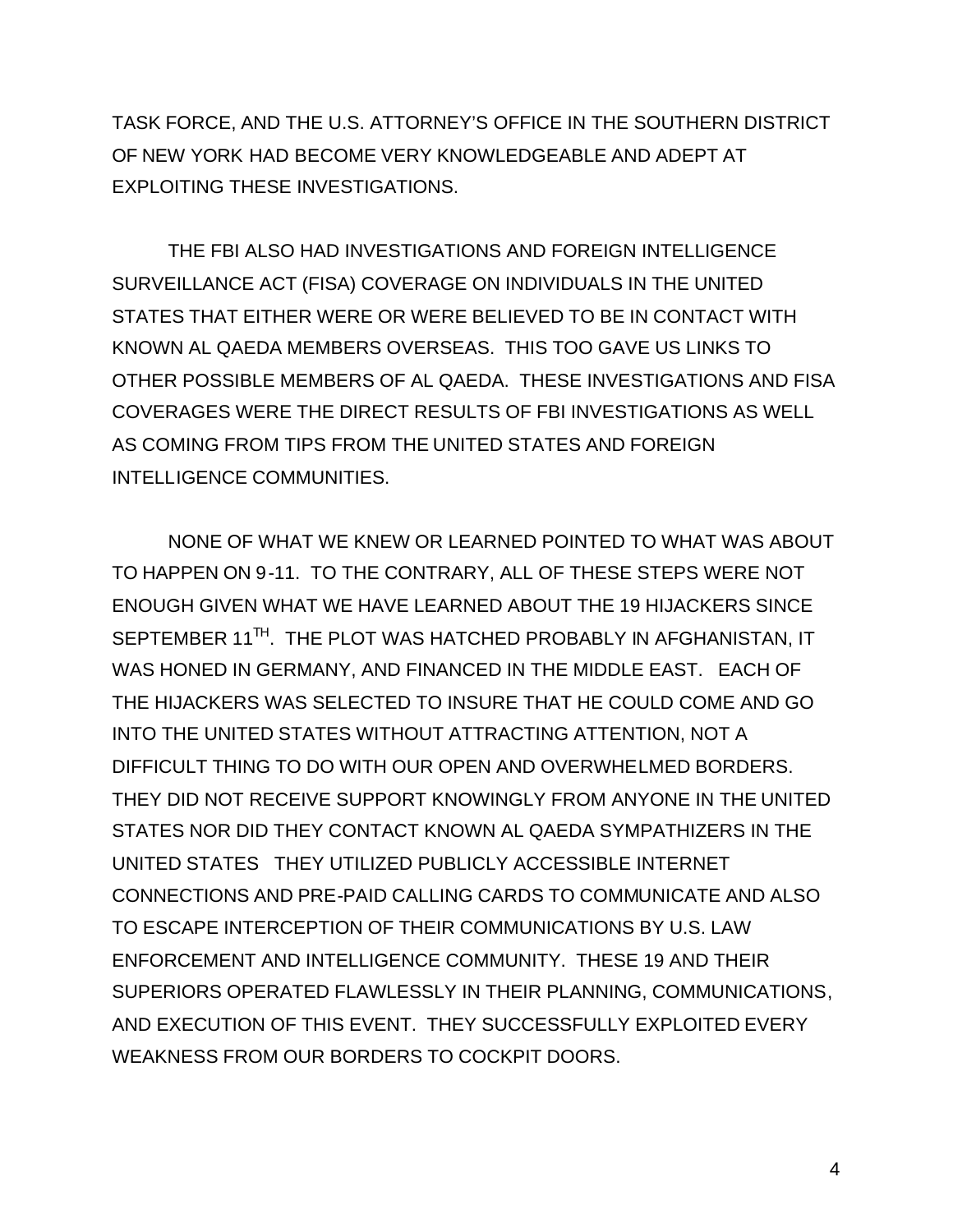TASK FORCE, AND THE U.S. ATTORNEY'S OFFICE IN THE SOUTHERN DISTRICT OF NEW YORK HAD BECOME VERY KNOWLEDGEABLE AND ADEPT AT EXPLOITING THESE INVESTIGATIONS.

THE FBI ALSO HAD INVESTIGATIONS AND FOREIGN INTELLIGENCE SURVEILLANCE ACT (FISA) COVERAGE ON INDIVIDUALS IN THE UNITED STATES THAT EITHER WERE OR WERE BELIEVED TO BE IN CONTACT WITH KNOWN AL QAEDA MEMBERS OVERSEAS. THIS TOO GAVE US LINKS TO OTHER POSSIBLE MEMBERS OF AL QAEDA. THESE INVESTIGATIONS AND FISA COVERAGES WERE THE DIRECT RESULTS OF FBI INVESTIGATIONS AS WELL AS COMING FROM TIPS FROM THE UNITED STATES AND FOREIGN INTELLIGENCE COMMUNITIES.

NONE OF WHAT WE KNEW OR LEARNED POINTED TO WHAT WAS ABOUT TO HAPPEN ON 9-11. TO THE CONTRARY, ALL OF THESE STEPS WERE NOT ENOUGH GIVEN WHAT WE HAVE LEARNED ABOUT THE 19 HIJACKERS SINCE SEPTEMBER 11TH. THE PLOT WAS HATCHED PROBABLY IN AFGHANISTAN, IT WAS HONED IN GERMANY, AND FINANCED IN THE MIDDLE EAST. EACH OF THE HIJACKERS WAS SELECTED TO INSURE THAT HE COULD COME AND GO INTO THE UNITED STATES WITHOUT ATTRACTING ATTENTION, NOT A DIFFICULT THING TO DO WITH OUR OPEN AND OVERWHELMED BORDERS. THEY DID NOT RECEIVE SUPPORT KNOWINGLY FROM ANYONE IN THE UNITED STATES NOR DID THEY CONTACT KNOWN AL QAEDA SYMPATHIZERS IN THE UNITED STATES THEY UTILIZED PUBLICLY ACCESSIBLE INTERNET CONNECTIONS AND PRE-PAID CALLING CARDS TO COMMUNICATE AND ALSO TO ESCAPE INTERCEPTION OF THEIR COMMUNICATIONS BY U.S. LAW ENFORCEMENT AND INTELLIGENCE COMMUNITY. THESE 19 AND THEIR SUPERIORS OPERATED FLAWLESSLY IN THEIR PLANNING, COMMUNICATIONS, AND EXECUTION OF THIS EVENT. THEY SUCCESSFULLY EXPLOITED EVERY WEAKNESS FROM OUR BORDERS TO COCKPIT DOORS.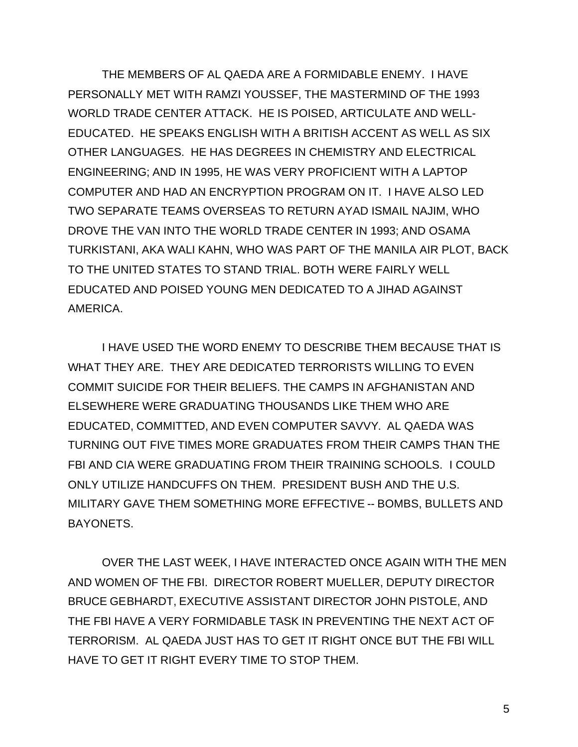THE MEMBERS OF AL QAEDA ARE A FORMIDABLE ENEMY. I HAVE PERSONALLY MET WITH RAMZI YOUSSEF, THE MASTERMIND OF THE 1993 WORLD TRADE CENTER ATTACK. HE IS POISED, ARTICULATE AND WELL-EDUCATED. HE SPEAKS ENGLISH WITH A BRITISH ACCENT AS WELL AS SIX OTHER LANGUAGES. HE HAS DEGREES IN CHEMISTRY AND ELECTRICAL ENGINEERING; AND IN 1995, HE WAS VERY PROFICIENT WITH A LAPTOP COMPUTER AND HAD AN ENCRYPTION PROGRAM ON IT. I HAVE ALSO LED TWO SEPARATE TEAMS OVERSEAS TO RETURN AYAD ISMAIL NAJIM, WHO DROVE THE VAN INTO THE WORLD TRADE CENTER IN 1993; AND OSAMA TURKISTANI, AKA WALI KAHN, WHO WAS PART OF THE MANILA AIR PLOT, BACK TO THE UNITED STATES TO STAND TRIAL. BOTH WERE FAIRLY WELL EDUCATED AND POISED YOUNG MEN DEDICATED TO A JIHAD AGAINST AMERICA.

I HAVE USED THE WORD ENEMY TO DESCRIBE THEM BECAUSE THAT IS WHAT THEY ARE. THEY ARE DEDICATED TERRORISTS WILLING TO EVEN COMMIT SUICIDE FOR THEIR BELIEFS. THE CAMPS IN AFGHANISTAN AND ELSEWHERE WERE GRADUATING THOUSANDS LIKE THEM WHO ARE EDUCATED, COMMITTED, AND EVEN COMPUTER SAVVY. AL QAEDA WAS TURNING OUT FIVE TIMES MORE GRADUATES FROM THEIR CAMPS THAN THE FBI AND CIA WERE GRADUATING FROM THEIR TRAINING SCHOOLS. I COULD ONLY UTILIZE HANDCUFFS ON THEM. PRESIDENT BUSH AND THE U.S. MILITARY GAVE THEM SOMETHING MORE EFFECTIVE -- BOMBS, BULLETS AND BAYONETS.

OVER THE LAST WEEK, I HAVE INTERACTED ONCE AGAIN WITH THE MEN AND WOMEN OF THE FBI. DIRECTOR ROBERT MUELLER, DEPUTY DIRECTOR BRUCE GEBHARDT, EXECUTIVE ASSISTANT DIRECTOR JOHN PISTOLE, AND THE FBI HAVE A VERY FORMIDABLE TASK IN PREVENTING THE NEXT ACT OF TERRORISM. AL QAEDA JUST HAS TO GET IT RIGHT ONCE BUT THE FBI WILL HAVE TO GET IT RIGHT EVERY TIME TO STOP THEM.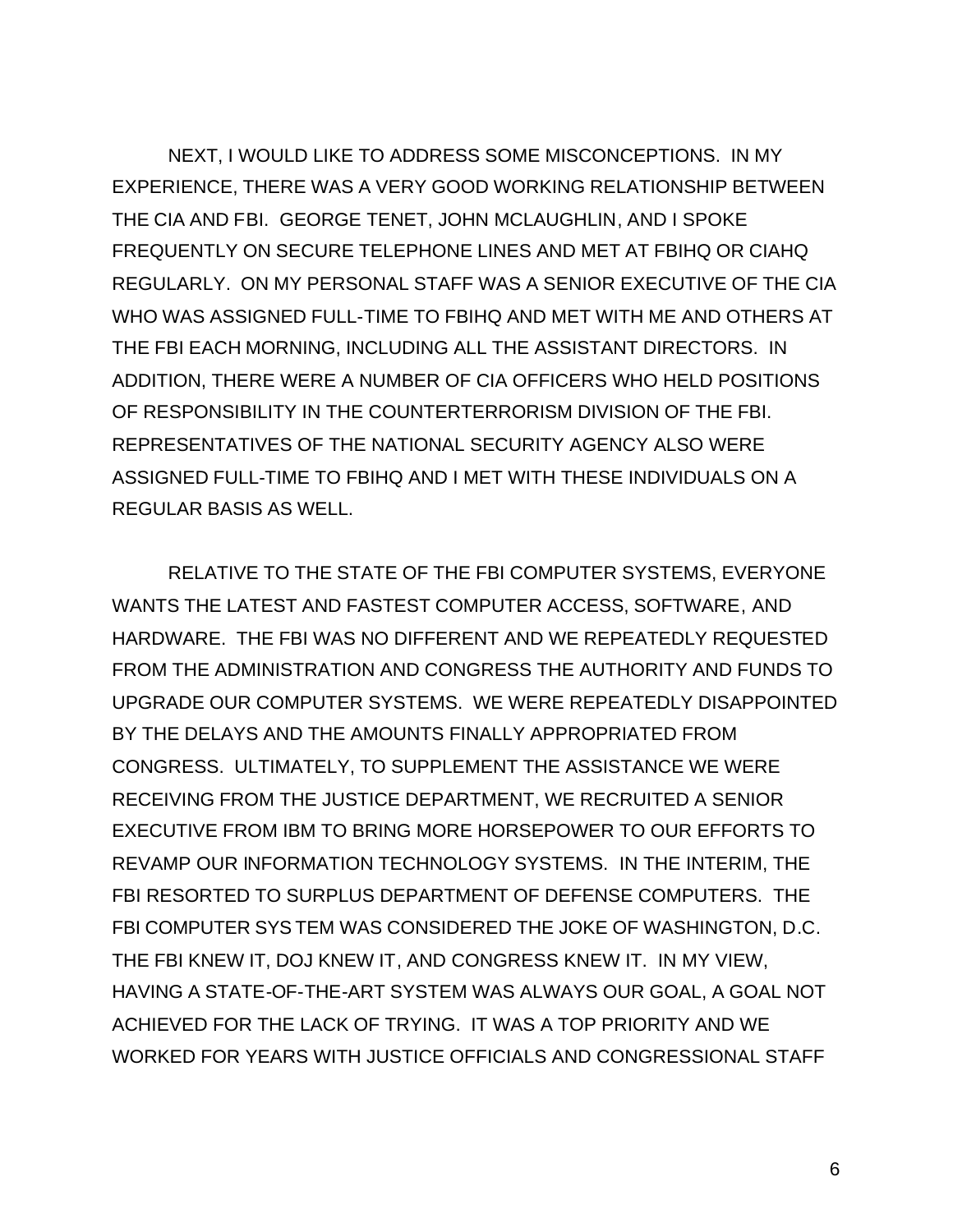NEXT, I WOULD LIKE TO ADDRESS SOME MISCONCEPTIONS. IN MY EXPERIENCE, THERE WAS A VERY GOOD WORKING RELATIONSHIP BETWEEN THE CIA AND FBI. GEORGE TENET, JOHN MCLAUGHLIN, AND I SPOKE FREQUENTLY ON SECURE TELEPHONE LINES AND MET AT FBIHQ OR CIAHQ REGULARLY. ON MY PERSONAL STAFF WAS A SENIOR EXECUTIVE OF THE CIA WHO WAS ASSIGNED FULL-TIME TO FBIHQ AND MET WITH ME AND OTHERS AT THE FBI EACH MORNING, INCLUDING ALL THE ASSISTANT DIRECTORS. IN ADDITION, THERE WERE A NUMBER OF CIA OFFICERS WHO HELD POSITIONS OF RESPONSIBILITY IN THE COUNTERTERRORISM DIVISION OF THE FBI. REPRESENTATIVES OF THE NATIONAL SECURITY AGENCY ALSO WERE ASSIGNED FULL-TIME TO FBIHQ AND I MET WITH THESE INDIVIDUALS ON A REGULAR BASIS AS WELL.

RELATIVE TO THE STATE OF THE FBI COMPUTER SYSTEMS, EVERYONE WANTS THE LATEST AND FASTEST COMPUTER ACCESS, SOFTWARE, AND HARDWARE. THE FBI WAS NO DIFFERENT AND WE REPEATEDLY REQUESTED FROM THE ADMINISTRATION AND CONGRESS THE AUTHORITY AND FUNDS TO UPGRADE OUR COMPUTER SYSTEMS. WE WERE REPEATEDLY DISAPPOINTED BY THE DELAYS AND THE AMOUNTS FINALLY APPROPRIATED FROM CONGRESS. ULTIMATELY, TO SUPPLEMENT THE ASSISTANCE WE WERE RECEIVING FROM THE JUSTICE DEPARTMENT, WE RECRUITED A SENIOR EXECUTIVE FROM IBM TO BRING MORE HORSEPOWER TO OUR EFFORTS TO REVAMP OUR INFORMATION TECHNOLOGY SYSTEMS. IN THE INTERIM, THE FBI RESORTED TO SURPLUS DEPARTMENT OF DEFENSE COMPUTERS. THE FBI COMPUTER SYSTEM WAS CONSIDERED THE JOKE OF WASHINGTON, D.C. THE FBI KNEW IT, DOJ KNEW IT, AND CONGRESS KNEW IT. IN MY VIEW, HAVING A STATE-OF-THE-ART SYSTEM WAS ALWAYS OUR GOAL, A GOAL NOT ACHIEVED FOR THE LACK OF TRYING. IT WAS A TOP PRIORITY AND WE WORKED FOR YEARS WITH JUSTICE OFFICIALS AND CONGRESSIONAL STAFF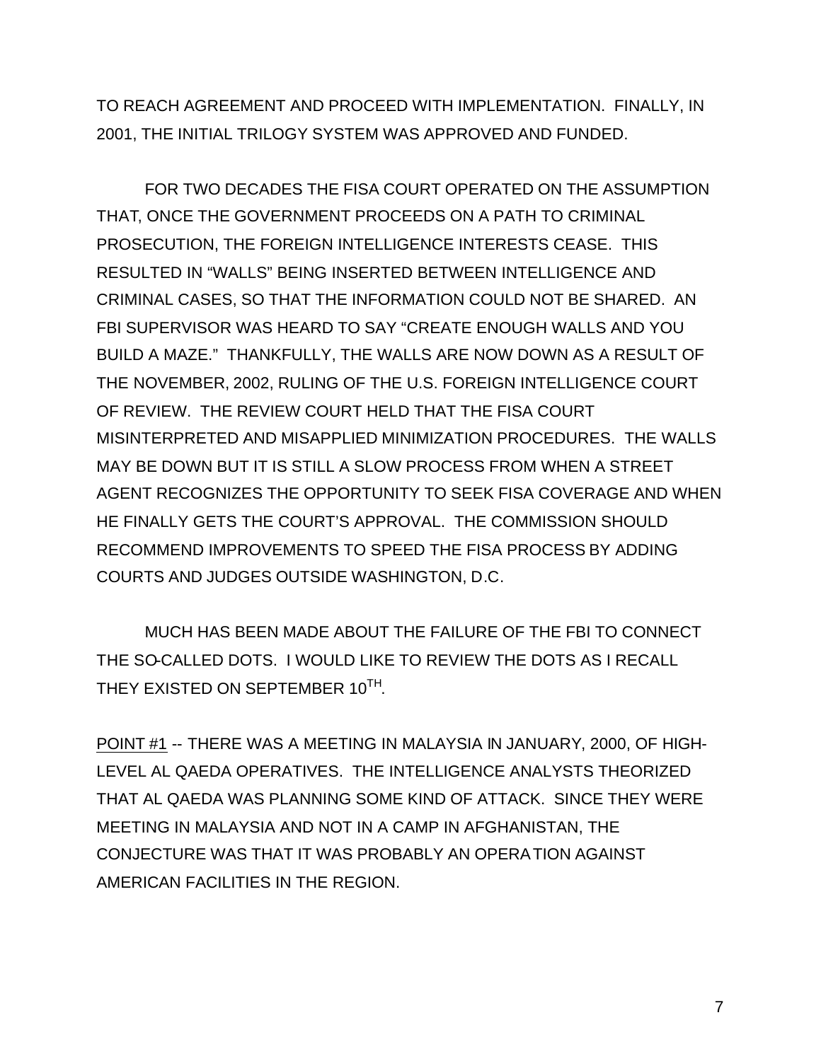TO REACH AGREEMENT AND PROCEED WITH IMPLEMENTATION. FINALLY, IN 2001, THE INITIAL TRILOGY SYSTEM WAS APPROVED AND FUNDED.

FOR TWO DECADES THE FISA COURT OPERATED ON THE ASSUMPTION THAT, ONCE THE GOVERNMENT PROCEEDS ON A PATH TO CRIMINAL PROSECUTION, THE FOREIGN INTELLIGENCE INTERESTS CEASE. THIS RESULTED IN "WALLS" BEING INSERTED BETWEEN INTELLIGENCE AND CRIMINAL CASES, SO THAT THE INFORMATION COULD NOT BE SHARED. AN FBI SUPERVISOR WAS HEARD TO SAY "CREATE ENOUGH WALLS AND YOU BUILD A MAZE." THANKFULLY, THE WALLS ARE NOW DOWN AS A RESULT OF THE NOVEMBER, 2002, RULING OF THE U.S. FOREIGN INTELLIGENCE COURT OF REVIEW. THE REVIEW COURT HELD THAT THE FISA COURT MISINTERPRETED AND MISAPPLIED MINIMIZATION PROCEDURES. THE WALLS MAY BE DOWN BUT IT IS STILL A SLOW PROCESS FROM WHEN A STREET AGENT RECOGNIZES THE OPPORTUNITY TO SEEK FISA COVERAGE AND WHEN HE FINALLY GETS THE COURT'S APPROVAL. THE COMMISSION SHOULD RECOMMEND IMPROVEMENTS TO SPEED THE FISA PROCESS BY ADDING COURTS AND JUDGES OUTSIDE WASHINGTON, D.C.

MUCH HAS BEEN MADE ABOUT THE FAILURE OF THE FBI TO CONNECT THE SO-CALLED DOTS. I WOULD LIKE TO REVIEW THE DOTS AS I RECALL THEY EXISTED ON SEPTEMBER 10TH.

POINT #1 -- THERE WAS A MEETING IN MALAYSIA IN JANUARY, 2000, OF HIGH-LEVEL AL QAEDA OPERATIVES. THE INTELLIGENCE ANALYSTS THEORIZED THAT AL QAEDA WAS PLANNING SOME KIND OF ATTACK. SINCE THEY WERE MEETING IN MALAYSIA AND NOT IN A CAMP IN AFGHANISTAN, THE CONJECTURE WAS THAT IT WAS PROBABLY AN OPERATION AGAINST AMERICAN FACILITIES IN THE REGION.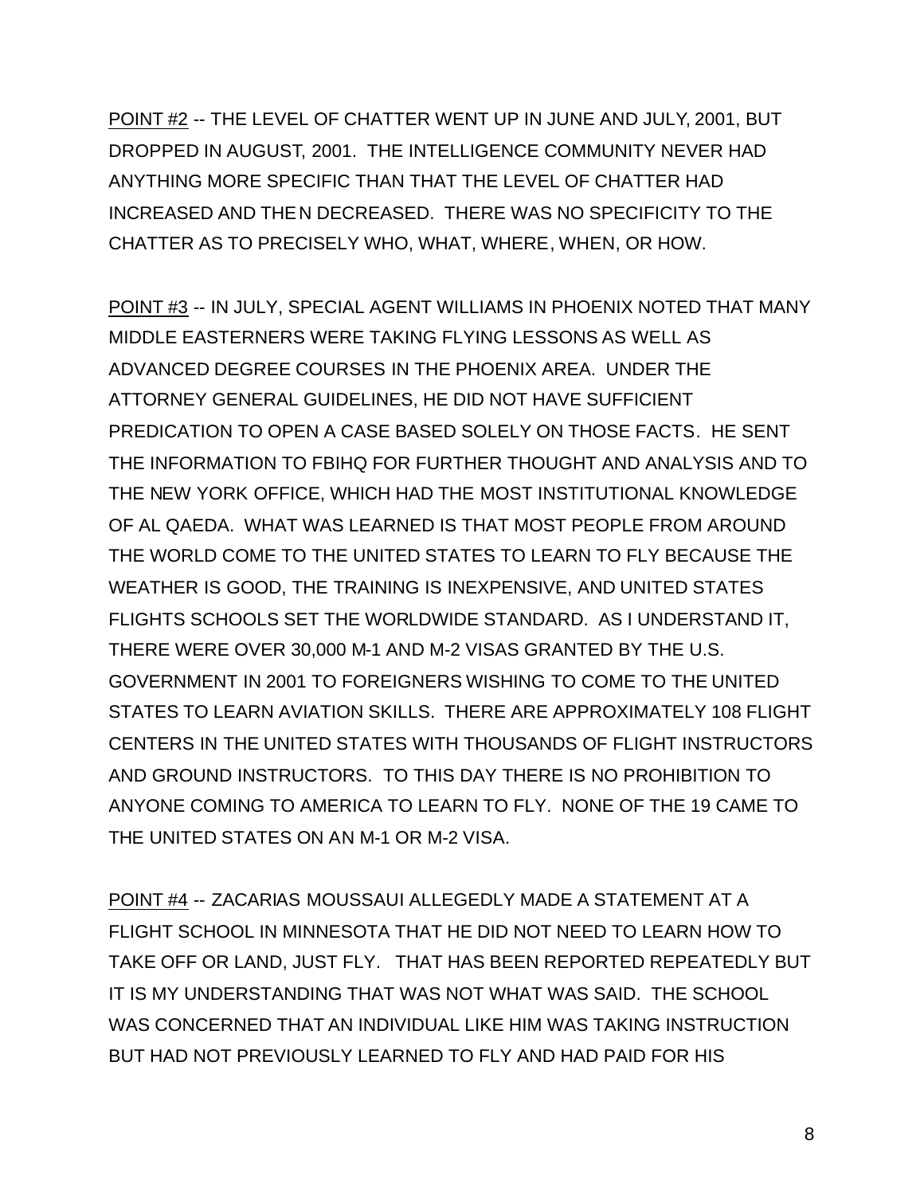<u>POINT #2</u> -- THE LEVEL OF CHATTER WENT UP IN JUNE AND JULY, 2001, BUT DROPPED IN AUGUST, 2001. THE INTELLIGENCE COMMUNITY NEVER HAD ANYTHING MORE SPECIFIC THAN THAT THE LEVEL OF CHATTER HAD INCREASED AND THEN DECREASED. THERE WAS NO SPECIFICITY TO THE CHATTER AS TO PRECISELY WHO, WHAT, WHERE, WHEN, OR HOW.

<u>POINT #3</u> -- IN JULY, SPECIAL AGENT WILLIAMS IN PHOENIX NOTED THAT MANY MIDDLE EASTERNERS WERE TAKING FLYING LESSONS AS WELL AS ADVANCED DEGREE COURSES IN THE PHOENIX AREA. UNDER THE ATTORNEY GENERAL GUIDELINES, HE DID NOT HAVE SUFFICIENT PREDICATION TO OPEN A CASE BASED SOLELY ON THOSE FACTS. HE SENT THE INFORMATION TO FBIHQ FOR FURTHER THOUGHT AND ANALYSIS AND TO THE NEW YORK OFFICE, WHICH HAD THE MOST INSTITUTIONAL KNOWLEDGE OF AL QAEDA. WHAT WAS LEARNED IS THAT MOST PEOPLE FROM AROUND THE WORLD COME TO THE UNITED STATES TO LEARN TO FLY BECAUSE THE WEATHER IS GOOD, THE TRAINING IS INEXPENSIVE, AND UNITED STATES FLIGHTS SCHOOLS SET THE WORLDWIDE STANDARD. AS I UNDERSTAND IT, THERE WERE OVER 30,000 M-1 AND M-2 VISAS GRANTED BY THE U.S. GOVERNMENT IN 2001 TO FOREIGNERS WISHING TO COME TO THE UNITED STATES TO LEARN AVIATION SKILLS. THERE ARE APPROXIMATELY 108 FLIGHT CENTERS IN THE UNITED STATES WITH THOUSANDS OF FLIGHT INSTRUCTORS AND GROUND INSTRUCTORS. TO THIS DAY THERE IS NO PROHIBITION TO ANYONE COMING TO AMERICA TO LEARN TO FLY. NONE OF THE 19 CAME TO THE UNITED STATES ON AN M-1 OR M-2 VISA.

<u>POINT #4</u> -- ZACARIAS MOUSSAUI ALLEGEDLY MADE A STATEMENT AT A FLIGHT SCHOOL IN MINNESOTA THAT HE DID NOT NEED TO LEARN HOW TO TAKE OFF OR LAND, JUST FLY. THAT HAS BEEN REPORTED REPEATEDLY BUT IT IS MY UNDERSTANDING THAT WAS NOT WHAT WAS SAID. THE SCHOOL WAS CONCERNED THAT AN INDIVIDUAL LIKE HIM WAS TAKING INSTRUCTION BUT HAD NOT PREVIOUSLY LEARNED TO FLY AND HAD PAID FOR HIS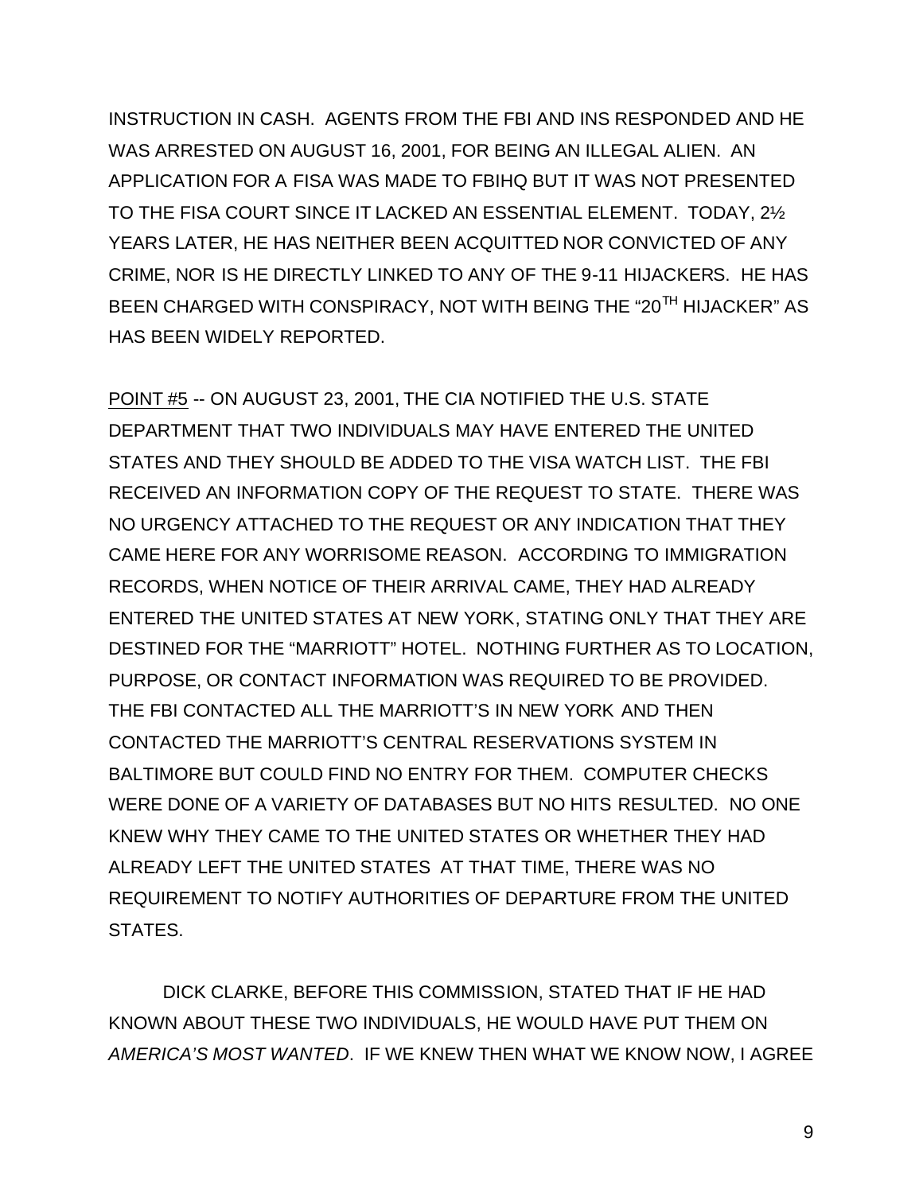INSTRUCTION IN CASH. AGENTS FROM THE FBI AND INS RESPONDED AND HE WAS ARRESTED ON AUGUST 16, 2001, FOR BEING AN ILLEGAL ALIEN. AN APPLICATION FOR A FISA WAS MADE TO FBIHQ BUT IT WAS NOT PRESENTED TO THE FISA COURT SINCE IT LACKED AN ESSENTIAL ELEMENT. TODAY, 2½ YEARS LATER, HE HAS NEITHER BEEN ACQUITTED NOR CONVICTED OF ANY CRIME, NOR IS HE DIRECTLY LINKED TO ANY OF THE 9-11 HIJACKERS. HE HAS BEEN CHARGED WITH CONSPIRACY, NOT WITH BEING THE "20TH HIJACKER" AS HAS BEEN WIDELY REPORTED.

<u>POINT #5</u> -- ON AUGUST 23, 2001, THE CIA NOTIFIED THE U.S. STATE DEPARTMENT THAT TWO INDIVIDUALS MAY HAVE ENTERED THE UNITED STATES AND THEY SHOULD BE ADDED TO THE VISA WATCH LIST. THE FBI RECEIVED AN INFORMATION COPY OF THE REQUEST TO STATE. THERE WAS NO URGENCY ATTACHED TO THE REQUEST OR ANY INDICATION THAT THEY CAME HERE FOR ANY WORRISOME REASON. ACCORDING TO IMMIGRATION RECORDS, WHEN NOTICE OF THEIR ARRIVAL CAME, THEY HAD ALREADY ENTERED THE UNITED STATES AT NEW YORK, STATING ONLY THAT THEY ARE DESTINED FOR THE "MARRIOTT" HOTEL. NOTHING FURTHER AS TO LOCATION, PURPOSE, OR CONTACT INFORMATION WAS REQUIRED TO BE PROVIDED. THE FBI CONTACTED ALL THE MARRIOTT'S IN NEW YORK AND THEN CONTACTED THE MARRIOTT'S CENTRAL RESERVATIONS SYSTEM IN BALTIMORE BUT COULD FIND NO ENTRY FOR THEM. COMPUTER CHECKS WERE DONE OF A VARIETY OF DATABASES BUT NO HITS RESULTED. NO ONE KNEW WHY THEY CAME TO THE UNITED STATES OR WHETHER THEY HAD ALREADY LEFT THE UNITED STATES AT THAT TIME, THERE WAS NO REQUIREMENT TO NOTIFY AUTHORITIES OF DEPARTURE FROM THE UNITED STATES.

DICK CLARKE, BEFORE THIS COMMISSION, STATED THAT IF HE HAD KNOWN ABOUT THESE TWO INDIVIDUALS, HE WOULD HAVE PUT THEM ON *AMERICA'S MOST WANTED*. IF WE KNEW THEN WHAT WE KNOW NOW, I AGREE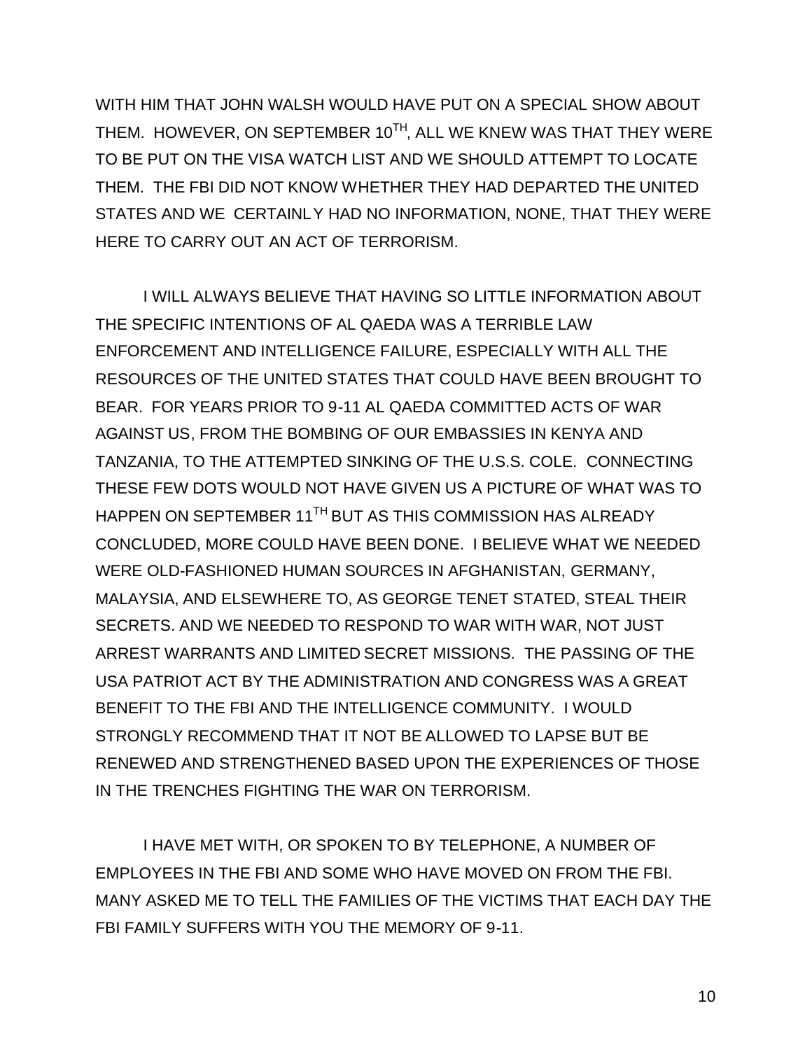WITH HIM THAT JOHN WALSH WOULD HAVE PUT ON A SPECIAL SHOW ABOUT THEM. HOWEVER, ON SEPTEMBER 10TH, ALL WE KNEW WAS THAT THEY WERE TO BE PUT ON THE VISA WATCH LIST AND WE SHOULD ATTEMPT TO LOCATE THEM. THE FBI DID NOT KNOW WHETHER THEY HAD DEPARTED THE UNITED STATES AND WE CERTAINLY HAD NO INFORMATION, NONE, THAT THEY WERE HERE TO CARRY OUT AN ACT OF TERRORISM.

I WILL ALWAYS BELIEVE THAT HAVING SO LITTLE INFORMATION ABOUT THE SPECIFIC INTENTIONS OF AL QAEDA WAS A TERRIBLE LAW ENFORCEMENT AND INTELLIGENCE FAILURE, ESPECIALLY WITH ALL THE RESOURCES OF THE UNITED STATES THAT COULD HAVE BEEN BROUGHT TO BEAR. FOR YEARS PRIOR TO 9-11 AL QAEDA COMMITTED ACTS OF WAR AGAINST US, FROM THE BOMBING OF OUR EMBASSIES IN KENYA AND TANZANIA, TO THE ATTEMPTED SINKING OF THE U.S.S. COLE. CONNECTING THESE FEW DOTS WOULD NOT HAVE GIVEN US A PICTURE OF WHAT WAS TO HAPPEN ON SEPTEMBER 11TH BUT AS THIS COMMISSION HAS ALREADY CONCLUDED, MORE COULD HAVE BEEN DONE. I BELIEVE WHAT WE NEEDED WERE OLD-FASHIONED HUMAN SOURCES IN AFGHANISTAN, GERMANY, MALAYSIA, AND ELSEWHERE TO, AS GEORGE TENET STATED, STEAL THEIR SECRETS. AND WE NEEDED TO RESPOND TO WAR WITH WAR, NOT JUST ARREST WARRANTS AND LIMITED SECRET MISSIONS. THE PASSING OF THE USA PATRIOT ACT BY THE ADMINISTRATION AND CONGRESS WAS A GREAT BENEFIT TO THE FBI AND THE INTELLIGENCE COMMUNITY. I WOULD STRONGLY RECOMMEND THAT IT NOT BE ALLOWED TO LAPSE BUT BE RENEWED AND STRENGTHENED BASED UPON THE EXPERIENCES OF THOSE IN THE TRENCHES FIGHTING THE WAR ON TERRORISM.

I HAVE MET WITH, OR SPOKEN TO BY TELEPHONE, A NUMBER OF EMPLOYEES IN THE FBI AND SOME WHO HAVE MOVED ON FROM THE FBI. MANY ASKED ME TO TELL THE FAMILIES OF THE VICTIMS THAT EACH DAY THE FBI FAMILY SUFFERS WITH YOU THE MEMORY OF 9-11.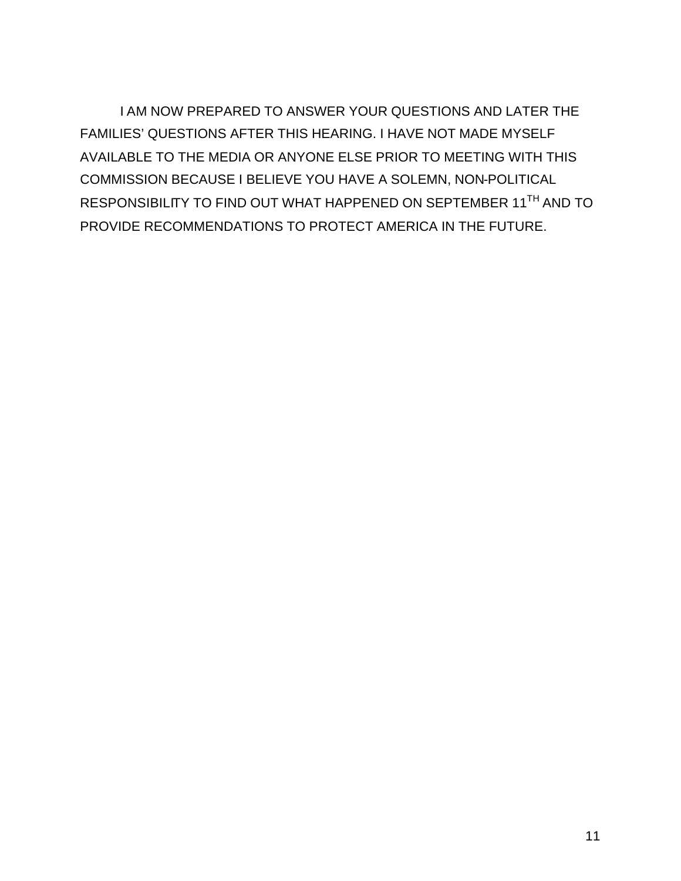I AM NOW PREPARED TO ANSWER YOUR QUESTIONS AND LATER THE FAMILIES' QUESTIONS AFTER THIS HEARING. I HAVE NOT MADE MYSELF AVAILABLE TO THE MEDIA OR ANYONE ELSE PRIOR TO MEETING WITH THIS COMMISSION BECAUSE I BELIEVE YOU HAVE A SOLEMN, NON-POLITICAL RESPONSIBILITY TO FIND OUT WHAT HAPPENED ON SEPTEMBER 11$^{TH}$ AND TO PROVIDE RECOMMENDATIONS TO PROTECT AMERICA IN THE FUTURE.